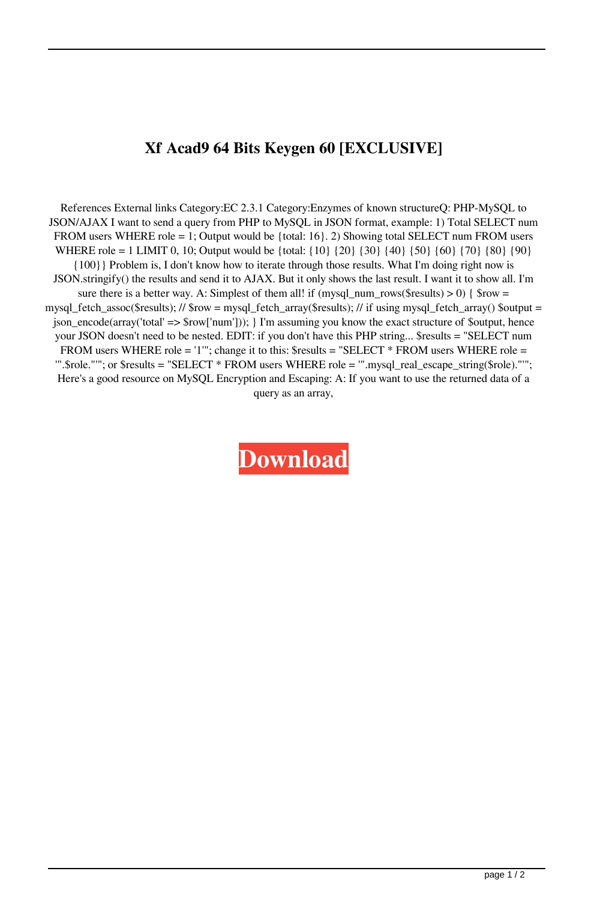# Xf Acad9 64 Bits Keygen 60 [EXCLUSIVE]

References External links Category:EC 2.3.1 Category:Enzymes of known structureQ: PHP-MySQL to JSON/AJAX I want to send a query from PHP to MySQL in JSON format, example: 1) Total SELECT num FROM users WHERE role = 1; Output would be {total: 16}. 2) Showing total SELECT num FROM users WHERE role = 1 LIMIT 0, 10; Output would be {total: {10} {20} {30} {40} {50} {60} {70} {80} {90} {100}} Problem is, I don't know how to iterate through those results. What I'm doing right now is JSON.stringify() the results and send it to AJAX. But it only shows the last result. I want it to show all. I'm sure there is a better way. A: Simplest of them all! if (mysql_num_rows($results) > 0) { $row = mysql_fetch_assoc($results); // $row = mysql_fetch_array($results); // if using mysql_fetch_array() $output = json_encode(array('total' => $row['num'])); } I'm assuming you know the exact structure of $output, hence your JSON doesn't need to be nested. EDIT: if you don't have this PHP string... $results = "SELECT num FROM users WHERE role = '1'"; change it to this: $results = "SELECT * FROM users WHERE role = '".$role."'"; or $results = "SELECT * FROM users WHERE role = '".mysql_real_escape_string($role)."'"; Here's a good resource on MySQL Encryption and Escaping: A: If you want to use the returned data of a query as an array,

**Download**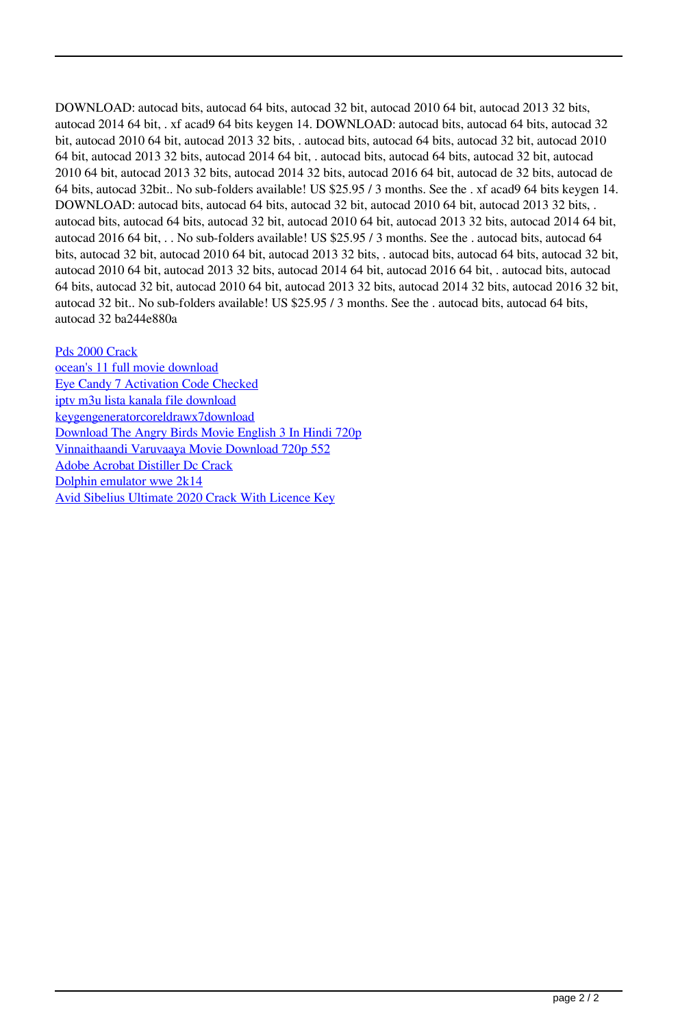DOWNLOAD: autocad bits, autocad 64 bits, autocad 32 bit, autocad 2010 64 bit, autocad 2013 32 bits, autocad 2014 64 bit, . xf acad9 64 bits keygen 14. DOWNLOAD: autocad bits, autocad 64 bits, autocad 32 bit, autocad 2010 64 bit, autocad 2013 32 bits, . autocad bits, autocad 64 bits, autocad 32 bit, autocad 2010 64 bit, autocad 2013 32 bits, autocad 2014 64 bit, . autocad bits, autocad 64 bits, autocad 32 bit, autocad 2010 64 bit, autocad 2013 32 bits, autocad 2014 32 bits, autocad 2016 64 bit, autocad de 32 bits, autocad de 64 bits, autocad 32bit.. No sub-folders available! US $25.95 / 3 months. See the . xf acad9 64 bits keygen 14. DOWNLOAD: autocad bits, autocad 64 bits, autocad 32 bit, autocad 2010 64 bit, autocad 2013 32 bits, . autocad bits, autocad 64 bits, autocad 32 bit, autocad 2010 64 bit, autocad 2013 32 bits, autocad 2014 64 bit, autocad 2016 64 bit, . . No sub-folders available! US $25.95 / 3 months. See the . autocad bits, autocad 64 bits, autocad 32 bit, autocad 2010 64 bit, autocad 2013 32 bits, . autocad bits, autocad 64 bits, autocad 32 bit, autocad 2010 64 bit, autocad 2013 32 bits, autocad 2014 64 bit, autocad 2016 64 bit, . autocad bits, autocad 64 bits, autocad 32 bit, autocad 2010 64 bit, autocad 2013 32 bits, autocad 2014 32 bits, autocad 2016 32 bit, autocad 32 bit.. No sub-folders available! US $25.95 / 3 months. See the . autocad bits, autocad 64 bits, autocad 32 ba244e880a

Pds 2000 Crack
ocean's 11 full movie download
Eye Candy 7 Activation Code Checked
iptv m3u lista kanala file download
keygengeneratorcoreldrawx7download
Download The Angry Birds Movie English 3 In Hindi 720p
Vinnaithaandi Varuvaaya Movie Download 720p 552
Adobe Acrobat Distiller Dc Crack
Dolphin emulator wwe 2k14
Avid Sibelius Ultimate 2020 Crack With Licence Key